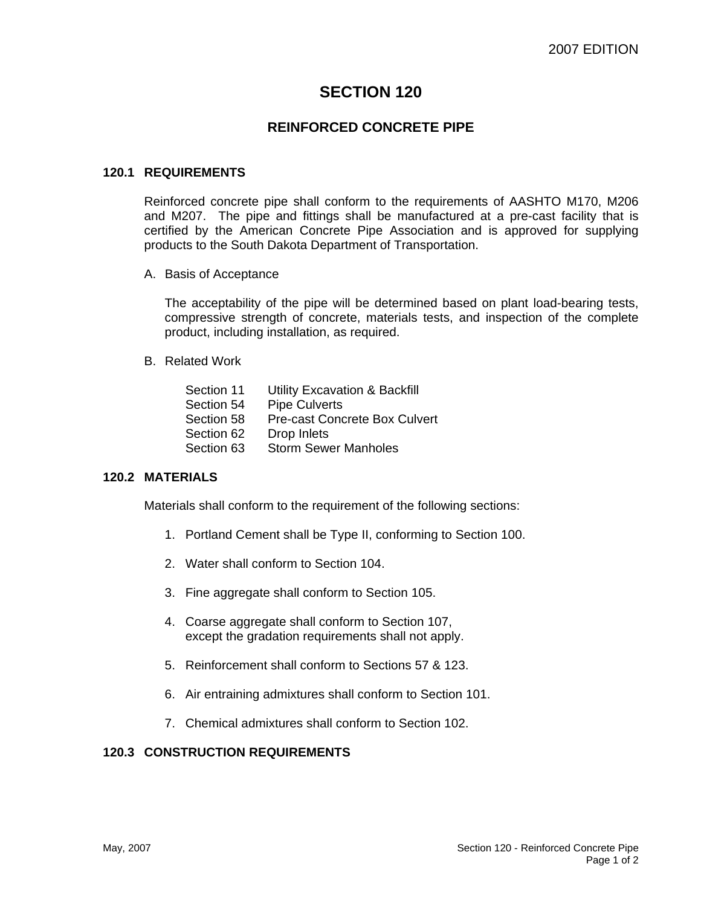# SECTION 120

## REINFORCED CONCRETE PIPE

### 120.1 REQUIREMENTS

Reinforced concrete pipe shall conform to the requirements of AASHTO M170, M206 and M207. The pipe and fittings shall be manufactured at a pre-cast facility that is certified by the American Concrete Pipe Association and is approved for supplying products to the South Dakota Department of Transportation.

A. Basis of Acceptance

The acceptability of the pipe will be determined based on plant load-bearing tests, compressive strength of concrete, materials tests, and inspection of the complete product, including installation, as required.

B. Related Work

| | |
|---|---|
| Section 11 | Utility Excavation & Backfill |
| Section 54 | Pipe Culverts |
| Section 58 | Pre-cast Concrete Box Culvert |
| Section 62 | Drop Inlets |
| Section 63 | Storm Sewer Manholes |

### 120.2 MATERIALS

Materials shall conform to the requirement of the following sections:

1. Portland Cement shall be Type II, conforming to Section 100.

2. Water shall conform to Section 104.

3. Fine aggregate shall conform to Section 105.

4. Coarse aggregate shall conform to Section 107, except the gradation requirements shall not apply.

5. Reinforcement shall conform to Sections 57 & 123.

6. Air entraining admixtures shall conform to Section 101.

7. Chemical admixtures shall conform to Section 102.

### 120.3 CONSTRUCTION REQUIREMENTS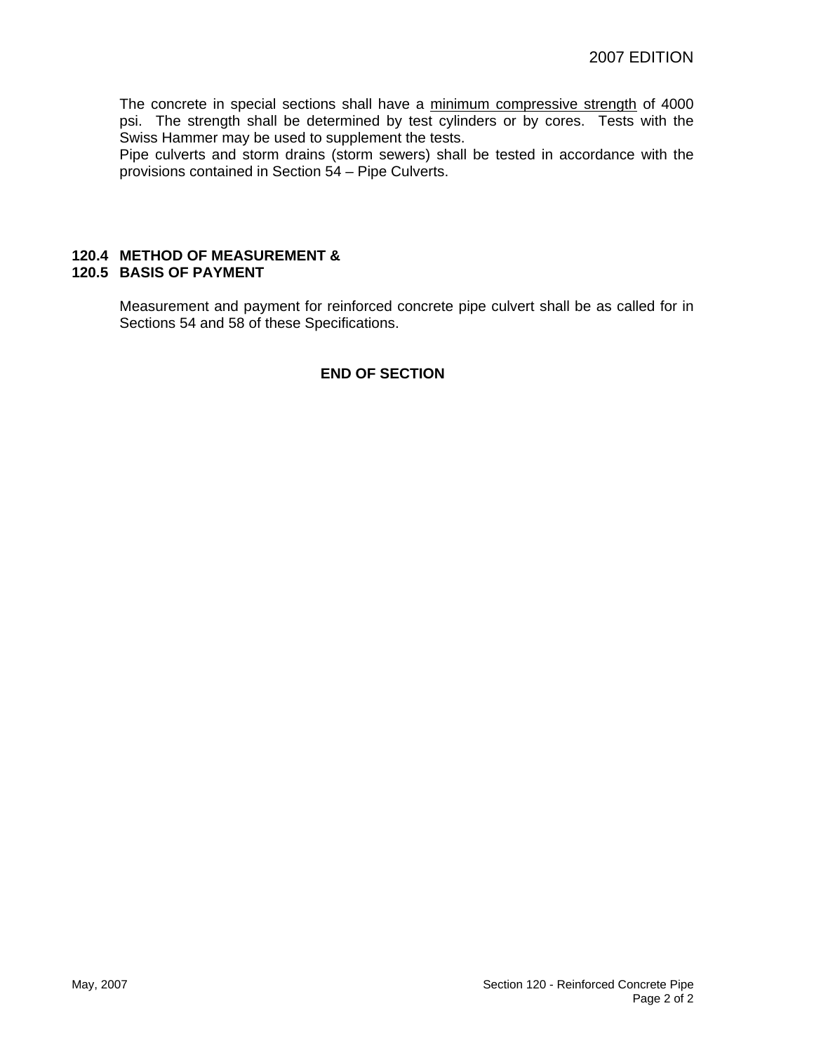The concrete in special sections shall have a minimum compressive strength of 4000 psi. The strength shall be determined by test cylinders or by cores. Tests with the Swiss Hammer may be used to supplement the tests.

Pipe culverts and storm drains (storm sewers) shall be tested in accordance with the provisions contained in Section 54 – Pipe Culverts.

## 120.4 METHOD OF MEASUREMENT &
## 120.5 BASIS OF PAYMENT

Measurement and payment for reinforced concrete pipe culvert shall be as called for in Sections 54 and 58 of these Specifications.

**END OF SECTION**